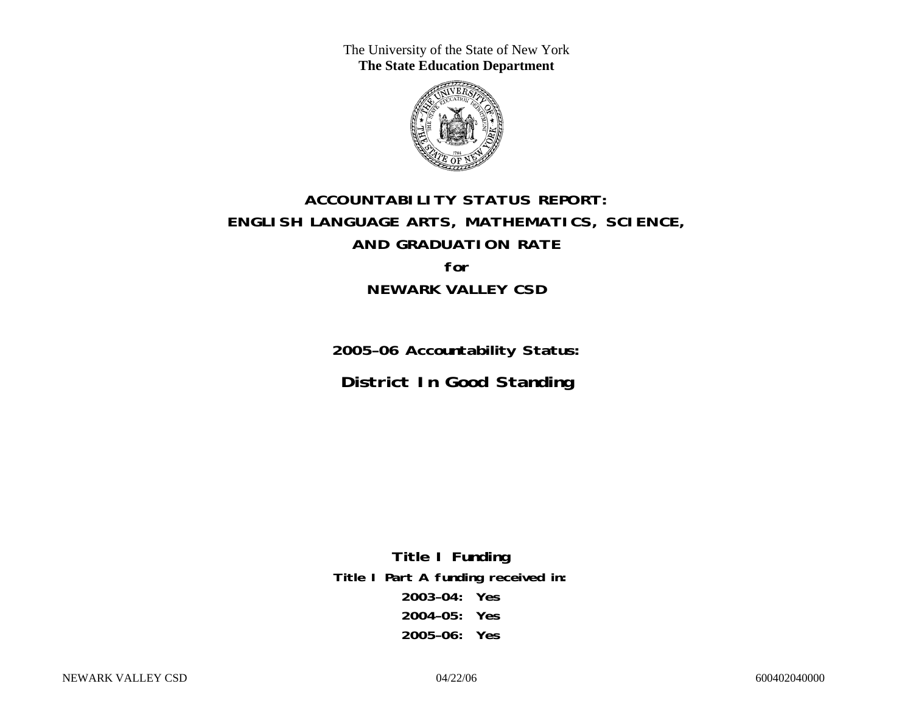The University of the State of New York
**The State Education Department**

# ACCOUNTABILITY STATUS REPORT:
# ENGLISH LANGUAGE ARTS, MATHEMATICS, SCIENCE,
# AND GRADUATION RATE
# for
# NEWARK VALLEY CSD

## 2005–06 Accountability Status:

## District In Good Standing

**Title I Funding**

**Title I Part A funding received in:**

**2003–04: Yes**

**2004–05: Yes**

**2005–06: Yes**

NEWARK VALLEY CSD 04/22/06 600402040000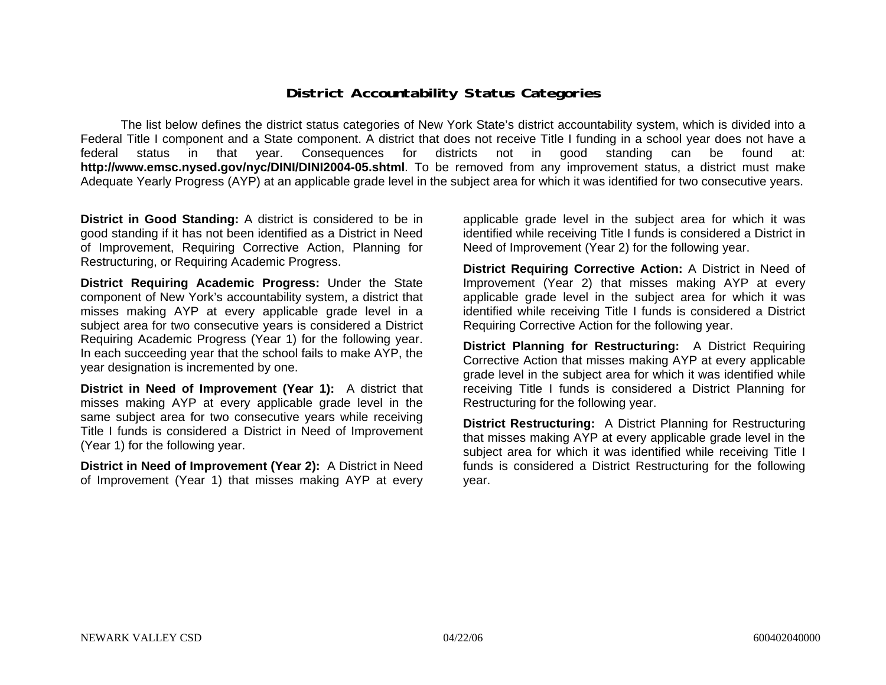# District Accountability Status Categories

The list below defines the district status categories of New York State's district accountability system, which is divided into a Federal Title I component and a State component. A district that does not receive Title I funding in a school year does not have a federal status in that year. Consequences for districts not in good standing can be found at: **http://www.emsc.nysed.gov/nyc/DINI/DINI2004-05.shtml**. To be removed from any improvement status, a district must make Adequate Yearly Progress (AYP) at an applicable grade level in the subject area for which it was identified for two consecutive years.

**District in Good Standing:** A district is considered to be in good standing if it has not been identified as a District in Need of Improvement, Requiring Corrective Action, Planning for Restructuring, or Requiring Academic Progress.

**District Requiring Academic Progress:** Under the State component of New York's accountability system, a district that misses making AYP at every applicable grade level in a subject area for two consecutive years is considered a District Requiring Academic Progress (Year 1) for the following year. In each succeeding year that the school fails to make AYP, the year designation is incremented by one.

**District in Need of Improvement (Year 1):** A district that misses making AYP at every applicable grade level in the same subject area for two consecutive years while receiving Title I funds is considered a District in Need of Improvement (Year 1) for the following year.

**District in Need of Improvement (Year 2):** A District in Need of Improvement (Year 1) that misses making AYP at every applicable grade level in the subject area for which it was identified while receiving Title I funds is considered a District in Need of Improvement (Year 2) for the following year.

**District Requiring Corrective Action:** A District in Need of Improvement (Year 2) that misses making AYP at every applicable grade level in the subject area for which it was identified while receiving Title I funds is considered a District Requiring Corrective Action for the following year.

**District Planning for Restructuring:** A District Requiring Corrective Action that misses making AYP at every applicable grade level in the subject area for which it was identified while receiving Title I funds is considered a District Planning for Restructuring for the following year.

**District Restructuring:** A District Planning for Restructuring that misses making AYP at every applicable grade level in the subject area for which it was identified while receiving Title I funds is considered a District Restructuring for the following year.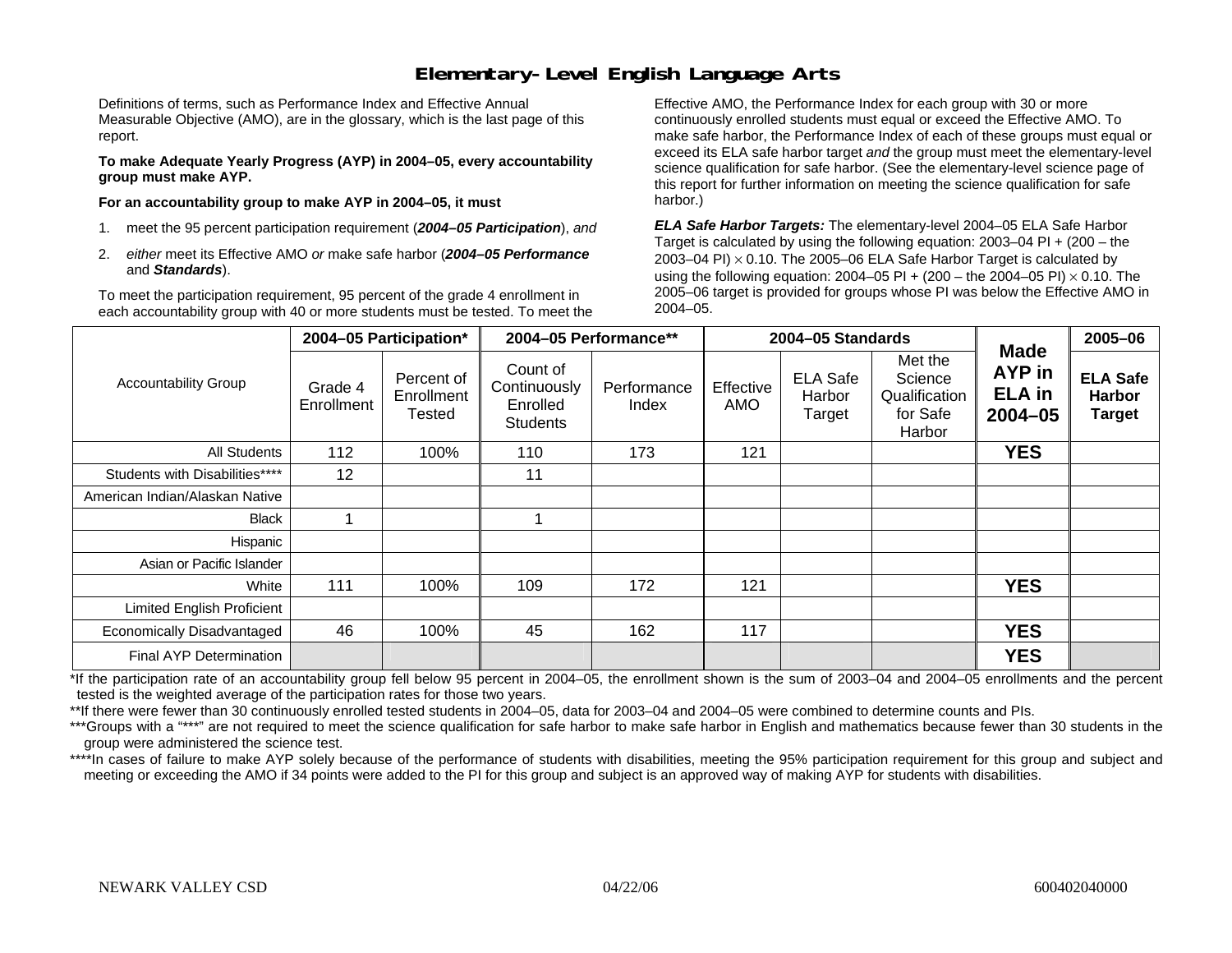# Elementary-Level English Language Arts

Definitions of terms, such as Performance Index and Effective Annual Measurable Objective (AMO), are in the glossary, which is the last page of this report.

**To make Adequate Yearly Progress (AYP) in 2004–05, every accountability group must make AYP.**

**For an accountability group to make AYP in 2004–05, it must**

1. meet the 95 percent participation requirement (***2004–05 Participation***), *and*
2. *either* meet its Effective AMO *or* make safe harbor (***2004–05 Performance*** and ***Standards***).

To meet the participation requirement, 95 percent of the grade 4 enrollment in each accountability group with 40 or more students must be tested. To meet the Effective AMO, the Performance Index for each group with 30 or more continuously enrolled students must equal or exceed the Effective AMO. To make safe harbor, the Performance Index of each of these groups must equal or exceed its ELA safe harbor target *and* the group must meet the elementary-level science qualification for safe harbor. (See the elementary-level science page of this report for further information on meeting the science qualification for safe harbor.)

***ELA Safe Harbor Targets:*** The elementary-level 2004–05 ELA Safe Harbor Target is calculated by using the following equation: 2003–04 PI + (200 – the 2003–04 PI) $\times$ 0.10. The 2005–06 ELA Safe Harbor Target is calculated by using the following equation: 2004–05 PI + (200 – the 2004–05 PI) $\times$ 0.10. The 2005–06 target is provided for groups whose PI was below the Effective AMO in 2004–05.

| Accountability Group | 2004–05 Participation* | | 2004–05 Performance** | | 2004–05 Standards | | | Made AYP in ELA in 2004–05 | 2005–06 |
|---|---|---|---|---|---|---|---|---|---|
| | Grade 4 Enrollment | Percent of Enrollment Tested | Count of Continuously Enrolled Students | Performance Index | Effective AMO | ELA Safe Harbor Target | Met the Science Qualification for Safe Harbor | | **ELA Safe Harbor Target** |
| All Students | 112 | 100% | 110 | 173 | 121 | | | **YES** | |
| Students with Disabilities**** | 12 | | 11 | | | | | | |
| American Indian/Alaskan Native | | | | | | | | | |
| Black | 1 | | 1 | | | | | | |
| Hispanic | | | | | | | | | |
| Asian or Pacific Islander | | | | | | | | | |
| White | 111 | 100% | 109 | 172 | 121 | | | **YES** | |
| Limited English Proficient | | | | | | | | | |
| Economically Disadvantaged | 46 | 100% | 45 | 162 | 117 | | | **YES** | |
| Final AYP Determination | | | | | | | | **YES** | |

*If the participation rate of an accountability group fell below 95 percent in 2004–05, the enrollment shown is the sum of 2003–04 and 2004–05 enrollments and the percent tested is the weighted average of the participation rates for those two years.

**If there were fewer than 30 continuously enrolled tested students in 2004–05, data for 2003–04 and 2004–05 were combined to determine counts and PIs.

***Groups with a "***" are not required to meet the science qualification for safe harbor to make safe harbor in English and mathematics because fewer than 30 students in the group were administered the science test.

****In cases of failure to make AYP solely because of the performance of students with disabilities, meeting the 95% participation requirement for this group and subject and meeting or exceeding the AMO if 34 points were added to the PI for this group and subject is an approved way of making AYP for students with disabilities.

NEWARK VALLEY CSD 04/22/06 600402040000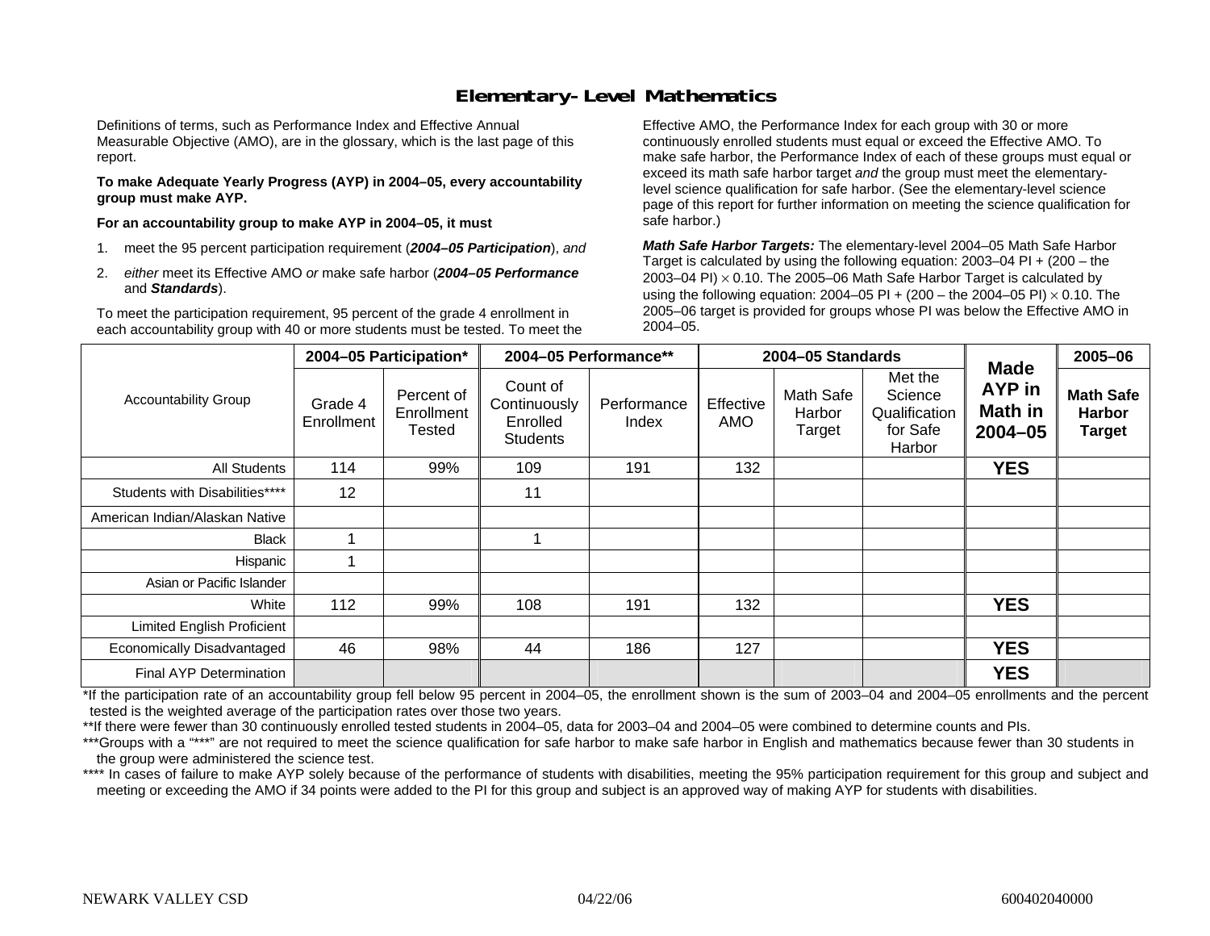# Elementary-Level Mathematics

Definitions of terms, such as Performance Index and Effective Annual Measurable Objective (AMO), are in the glossary, which is the last page of this report.

**To make Adequate Yearly Progress (AYP) in 2004–05, every accountability group must make AYP.**

**For an accountability group to make AYP in 2004–05, it must**

1. meet the 95 percent participation requirement (***2004–05 Participation***), *and*
2. *either* meet its Effective AMO *or* make safe harbor (***2004–05 Performance*** and ***Standards***).

To meet the participation requirement, 95 percent of the grade 4 enrollment in each accountability group with 40 or more students must be tested. To meet the Effective AMO, the Performance Index for each group with 30 or more continuously enrolled students must equal or exceed the Effective AMO. To make safe harbor, the Performance Index of each of these groups must equal or exceed its math safe harbor target *and* the group must meet the elementary-level science qualification for safe harbor. (See the elementary-level science page of this report for further information on meeting the science qualification for safe harbor.)

***Math Safe Harbor Targets:*** The elementary-level 2004–05 Math Safe Harbor Target is calculated by using the following equation: 2003–04 PI + (200 – the 2003–04 PI) $\times$ 0.10. The 2005–06 Math Safe Harbor Target is calculated by using the following equation: 2004–05 PI + (200 – the 2004–05 PI) $\times$ 0.10. The 2005–06 target is provided for groups whose PI was below the Effective AMO in 2004–05.

| Accountability Group | 2004–05 Participation* | | 2004–05 Performance** | | 2004–05 Standards | | | Made AYP in Math in 2004–05 | 2005–06 |
|---|---|---|---|---|---|---|---|---|---|
| | Grade 4 Enrollment | Percent of Enrollment Tested | Count of Continuously Enrolled Students | Performance Index | Effective AMO | Math Safe Harbor Target | Met the Science Qualification for Safe Harbor | | Math Safe Harbor Target |
| All Students | 114 | 99% | 109 | 191 | 132 | | | **YES** | |
| Students with Disabilities**** | 12 | | 11 | | | | | | |
| American Indian/Alaskan Native | | | | | | | | | |
| Black | 1 | | 1 | | | | | | |
| Hispanic | 1 | | | | | | | | |
| Asian or Pacific Islander | | | | | | | | | |
| White | 112 | 99% | 108 | 191 | 132 | | | **YES** | |
| Limited English Proficient | | | | | | | | | |
| Economically Disadvantaged | 46 | 98% | 44 | 186 | 127 | | | **YES** | |
| Final AYP Determination | | | | | | | | **YES** | |

*If the participation rate of an accountability group fell below 95 percent in 2004–05, the enrollment shown is the sum of 2003–04 and 2004–05 enrollments and the percent tested is the weighted average of the participation rates over those two years.

**If there were fewer than 30 continuously enrolled tested students in 2004–05, data for 2003–04 and 2004–05 were combined to determine counts and PIs.

***Groups with a "***" are not required to meet the science qualification for safe harbor to make safe harbor in English and mathematics because fewer than 30 students in the group were administered the science test.

**** In cases of failure to make AYP solely because of the performance of students with disabilities, meeting the 95% participation requirement for this group and subject and meeting or exceeding the AMO if 34 points were added to the PI for this group and subject is an approved way of making AYP for students with disabilities.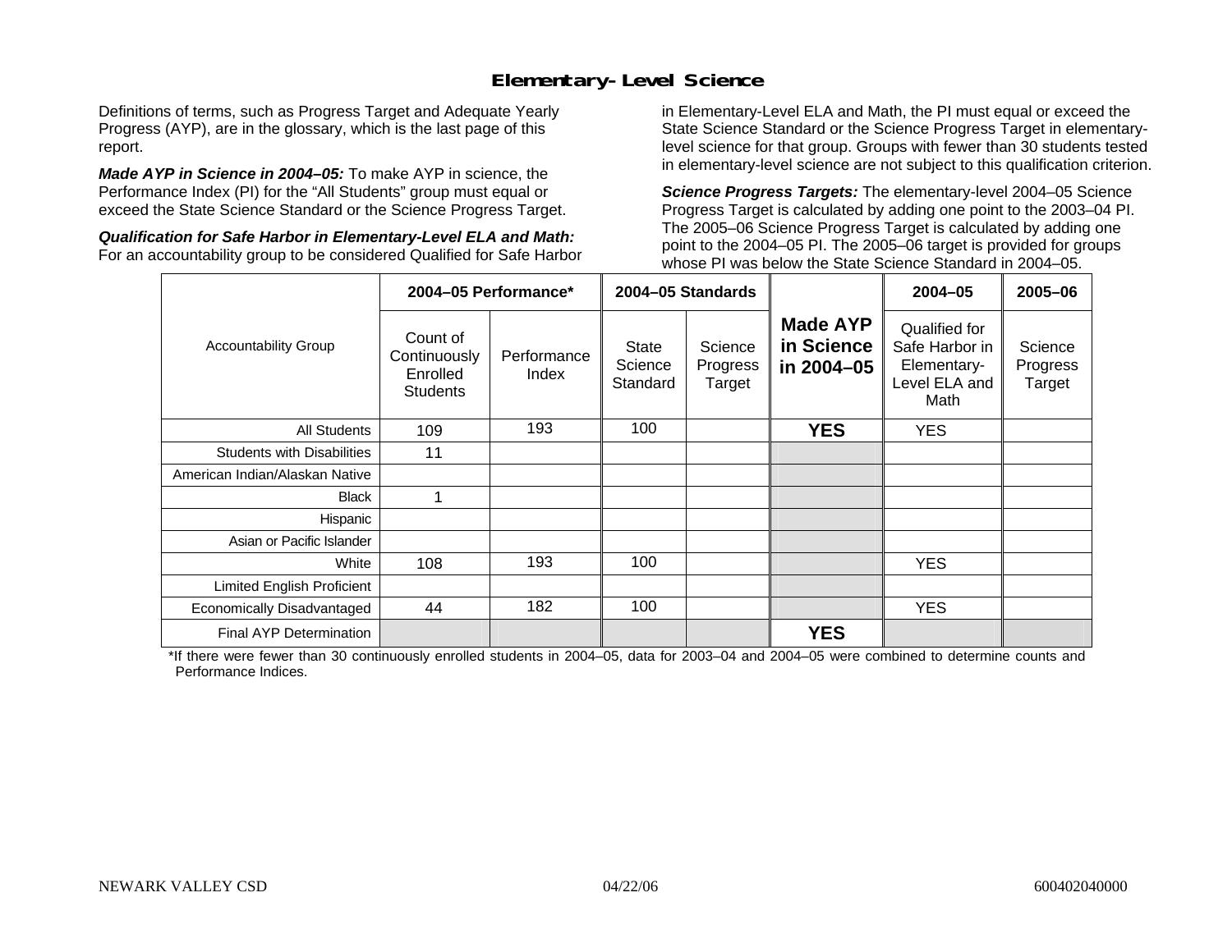# Elementary-Level Science

Definitions of terms, such as Progress Target and Adequate Yearly Progress (AYP), are in the glossary, which is the last page of this report.

***Made AYP in Science in 2004–05:*** To make AYP in science, the Performance Index (PI) for the "All Students" group must equal or exceed the State Science Standard or the Science Progress Target.

***Qualification for Safe Harbor in Elementary-Level ELA and Math:*** For an accountability group to be considered Qualified for Safe Harbor in Elementary-Level ELA and Math, the PI must equal or exceed the State Science Standard or the Science Progress Target in elementary-level science for that group. Groups with fewer than 30 students tested in elementary-level science are not subject to this qualification criterion.

***Science Progress Targets:*** The elementary-level 2004–05 Science Progress Target is calculated by adding one point to the 2003–04 PI. The 2005–06 Science Progress Target is calculated by adding one point to the 2004–05 PI. The 2005–06 target is provided for groups whose PI was below the State Science Standard in 2004–05.

| Accountability Group | 2004–05 Performance* | | 2004–05 Standards | | Made AYP in Science in 2004–05 | 2004–05 | 2005–06 |
|---|---|---|---|---|---|---|---|
| | Count of Continuously Enrolled Students | Performance Index | State Science Standard | Science Progress Target | | Qualified for Safe Harbor in Elementary-Level ELA and Math | Science Progress Target |
| All Students | 109 | 193 | 100 | | **YES** | YES | |
| Students with Disabilities | 11 | | | | | | |
| American Indian/Alaskan Native | | | | | | | |
| Black | 1 | | | | | | |
| Hispanic | | | | | | | |
| Asian or Pacific Islander | | | | | | | |
| White | 108 | 193 | 100 | | | YES | |
| Limited English Proficient | | | | | | | |
| Economically Disadvantaged | 44 | 182 | 100 | | | YES | |
| Final AYP Determination | | | | | **YES** | | |

*If there were fewer than 30 continuously enrolled students in 2004–05, data for 2003–04 and 2004–05 were combined to determine counts and Performance Indices.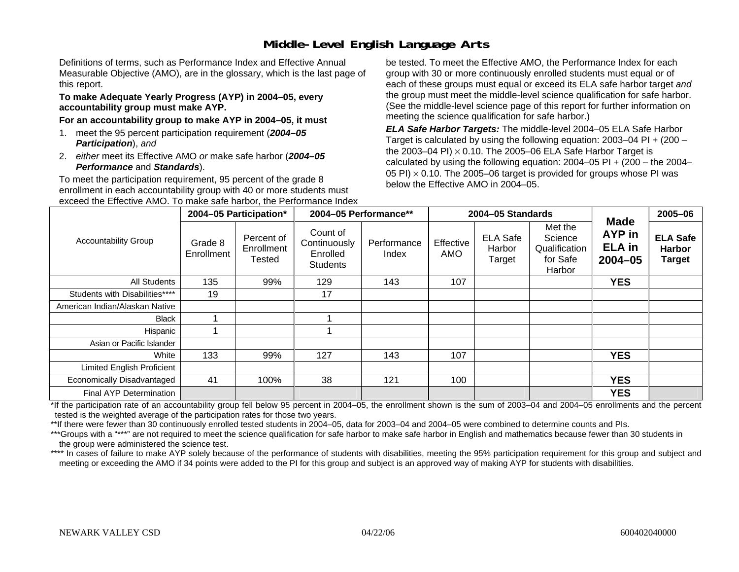# Middle-Level English Language Arts

Definitions of terms, such as Performance Index and Effective Annual Measurable Objective (AMO), are in the glossary, which is the last page of this report.

**To make Adequate Yearly Progress (AYP) in 2004–05, every accountability group must make AYP.**

**For an accountability group to make AYP in 2004–05, it must**

1. meet the 95 percent participation requirement (***2004–05 Participation***), *and*
2. *either* meet its Effective AMO *or* make safe harbor (***2004–05 Performance*** and ***Standards***).

To meet the participation requirement, 95 percent of the grade 8 enrollment in each accountability group with 40 or more students must be tested. To meet the Effective AMO, the Performance Index for each group with 30 or more continuously enrolled students must equal or exceed the Effective AMO. To make safe harbor, the Performance Index of each of these groups must equal or exceed its ELA safe harbor target *and* the group must meet the middle-level science qualification for safe harbor. (See the middle-level science page of this report for further information on meeting the science qualification for safe harbor.)

***ELA Safe Harbor Targets:*** The middle-level 2004–05 ELA Safe Harbor Target is calculated by using the following equation: 2003–04 PI + (200 – the 2003–04 PI) $\times$ 0.10. The 2005–06 ELA Safe Harbor Target is calculated by using the following equation: 2004–05 PI + (200 – the 2004–05 PI) $\times$ 0.10. The 2005–06 target is provided for groups whose PI was below the Effective AMO in 2004–05.

| Accountability Group | 2004–05 Participation* | | 2004–05 Performance** | | 2004–05 Standards | | | Made AYP in ELA in 2004–05 | 2005–06 |
|---|---|---|---|---|---|---|---|---|---|
| | Grade 8 Enrollment | Percent of Enrollment Tested | Count of Continuously Enrolled Students | Performance Index | Effective AMO | ELA Safe Harbor Target | Met the Science Qualification for Safe Harbor | | ELA Safe Harbor Target |
| All Students | 135 | 99% | 129 | 143 | 107 | | | YES | |
| Students with Disabilities**** | 19 | | 17 | | | | | | |
| American Indian/Alaskan Native | | | | | | | | | |
| Black | 1 | | 1 | | | | | | |
| Hispanic | 1 | | 1 | | | | | | |
| Asian or Pacific Islander | | | | | | | | | |
| White | 133 | 99% | 127 | 143 | 107 | | | YES | |
| Limited English Proficient | | | | | | | | | |
| Economically Disadvantaged | 41 | 100% | 38 | 121 | 100 | | | YES | |
| Final AYP Determination | | | | | | | | YES | |

*If the participation rate of an accountability group fell below 95 percent in 2004–05, the enrollment shown is the sum of 2003–04 and 2004–05 enrollments and the percent tested is the weighted average of the participation rates for those two years.

**If there were fewer than 30 continuously enrolled tested students in 2004–05, data for 2003–04 and 2004–05 were combined to determine counts and PIs.

***Groups with a "***" are not required to meet the science qualification for safe harbor to make safe harbor in English and mathematics because fewer than 30 students in the group were administered the science test.

**** In cases of failure to make AYP solely because of the performance of students with disabilities, meeting the 95% participation requirement for this group and subject and meeting or exceeding the AMO if 34 points were added to the PI for this group and subject is an approved way of making AYP for students with disabilities.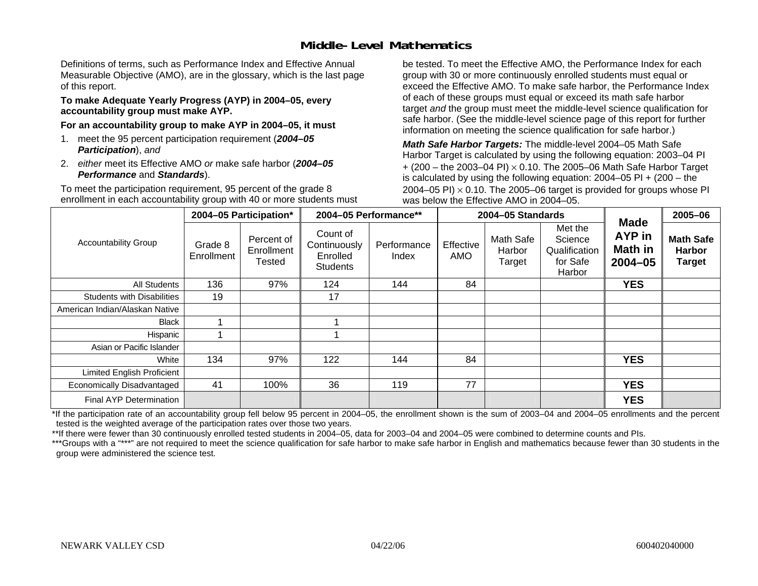## Middle-Level Mathematics

Definitions of terms, such as Performance Index and Effective Annual Measurable Objective (AMO), are in the glossary, which is the last page of this report.

**To make Adequate Yearly Progress (AYP) in 2004–05, every accountability group must make AYP.**

**For an accountability group to make AYP in 2004–05, it must**

1. meet the 95 percent participation requirement (***2004–05 Participation***), *and*
2. *either* meet its Effective AMO *or* make safe harbor (***2004–05 Performance*** and ***Standards***).

To meet the participation requirement, 95 percent of the grade 8 enrollment in each accountability group with 40 or more students must be tested. To meet the Effective AMO, the Performance Index for each group with 30 or more continuously enrolled students must equal or exceed the Effective AMO. To make safe harbor, the Performance Index of each of these groups must equal or exceed its math safe harbor target *and* the group must meet the middle-level science qualification for safe harbor. (See the middle-level science page of this report for further information on meeting the science qualification for safe harbor.)

***Math Safe Harbor Targets:*** The middle-level 2004–05 Math Safe Harbor Target is calculated by using the following equation: 2003–04 PI + (200 – the 2003–04 PI) $\times$ 0.10. The 2005–06 Math Safe Harbor Target is calculated by using the following equation: 2004–05 PI + (200 – the 2004–05 PI) $\times$ 0.10. The 2005–06 target is provided for groups whose PI was below the Effective AMO in 2004–05.

| Accountability Group | 2004–05 Participation* | | 2004–05 Performance** | | 2004–05 Standards | | | Made AYP in Math in 2004–05 | 2005–06 |
|---|---|---|---|---|---|---|---|---|---|
| | Grade 8 Enrollment | Percent of Enrollment Tested | Count of Continuously Enrolled Students | Performance Index | Effective AMO | Math Safe Harbor Target | Met the Science Qualification for Safe Harbor | | **Math Safe Harbor Target** |
| All Students | 136 | 97% | 124 | 144 | 84 | | | **YES** | |
| Students with Disabilities | 19 | | 17 | | | | | | |
| American Indian/Alaskan Native | | | | | | | | | |
| Black | 1 | | 1 | | | | | | |
| Hispanic | 1 | | 1 | | | | | | |
| Asian or Pacific Islander | | | | | | | | | |
| White | 134 | 97% | 122 | 144 | 84 | | | **YES** | |
| Limited English Proficient | | | | | | | | | |
| Economically Disadvantaged | 41 | 100% | 36 | 119 | 77 | | | **YES** | |
| Final AYP Determination | | | | | | | | **YES** | |

*If the participation rate of an accountability group fell below 95 percent in 2004–05, the enrollment shown is the sum of 2003–04 and 2004–05 enrollments and the percent tested is the weighted average of the participation rates over those two years.

**If there were fewer than 30 continuously enrolled tested students in 2004–05, data for 2003–04 and 2004–05 were combined to determine counts and PIs.

***Groups with a "***" are not required to meet the science qualification for safe harbor to make safe harbor in English and mathematics because fewer than 30 students in the group were administered the science test.

NEWARK VALLEY CSD 04/22/06 600402040000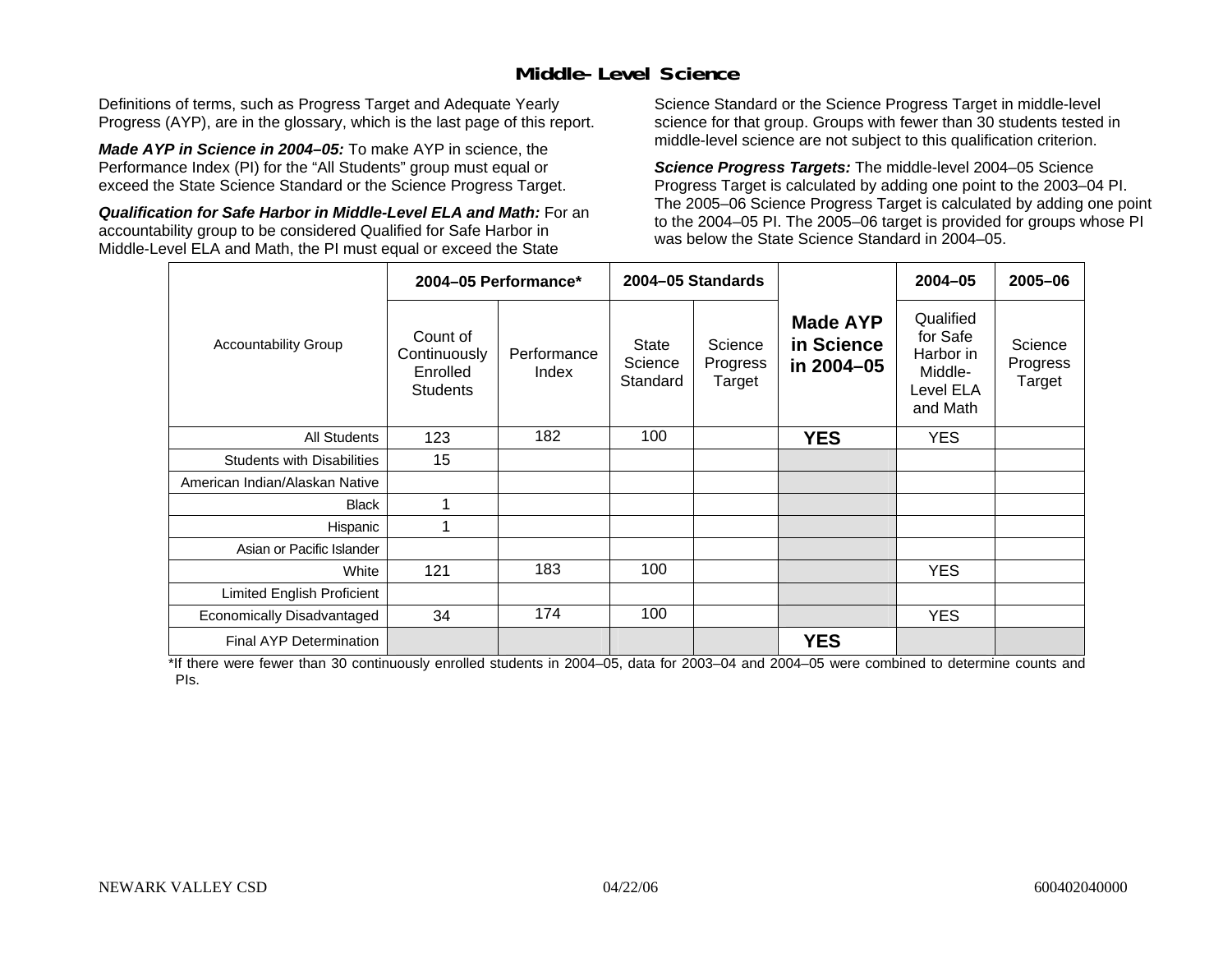## Middle-Level Science

Definitions of terms, such as Progress Target and Adequate Yearly Progress (AYP), are in the glossary, which is the last page of this report.

***Made AYP in Science in 2004–05:*** To make AYP in science, the Performance Index (PI) for the "All Students" group must equal or exceed the State Science Standard or the Science Progress Target.

***Qualification for Safe Harbor in Middle-Level ELA and Math:*** For an accountability group to be considered Qualified for Safe Harbor in Middle-Level ELA and Math, the PI must equal or exceed the State Science Standard or the Science Progress Target in middle-level science for that group. Groups with fewer than 30 students tested in middle-level science are not subject to this qualification criterion.

***Science Progress Targets:*** The middle-level 2004–05 Science Progress Target is calculated by adding one point to the 2003–04 PI. The 2005–06 Science Progress Target is calculated by adding one point to the 2004–05 PI. The 2005–06 target is provided for groups whose PI was below the State Science Standard in 2004–05.

| Accountability Group | 2004–05 Performance* | | 2004–05 Standards | | Made AYP in Science in 2004–05 | 2004–05 | 2005–06 |
|---|---|---|---|---|---|---|---|
| | Count of Continuously Enrolled Students | Performance Index | State Science Standard | Science Progress Target | | Qualified for Safe Harbor in Middle-Level ELA and Math | Science Progress Target |
| All Students | 123 | 182 | 100 | | **YES** | YES | |
| Students with Disabilities | 15 | | | | | | |
| American Indian/Alaskan Native | | | | | | | |
| Black | 1 | | | | | | |
| Hispanic | 1 | | | | | | |
| Asian or Pacific Islander | | | | | | | |
| White | 121 | 183 | 100 | | | YES | |
| Limited English Proficient | | | | | | | |
| Economically Disadvantaged | 34 | 174 | 100 | | | YES | |
| Final AYP Determination | | | | | **YES** | | |

*If there were fewer than 30 continuously enrolled students in 2004–05, data for 2003–04 and 2004–05 were combined to determine counts and PIs.

NEWARK VALLEY CSD 04/22/06 600402040000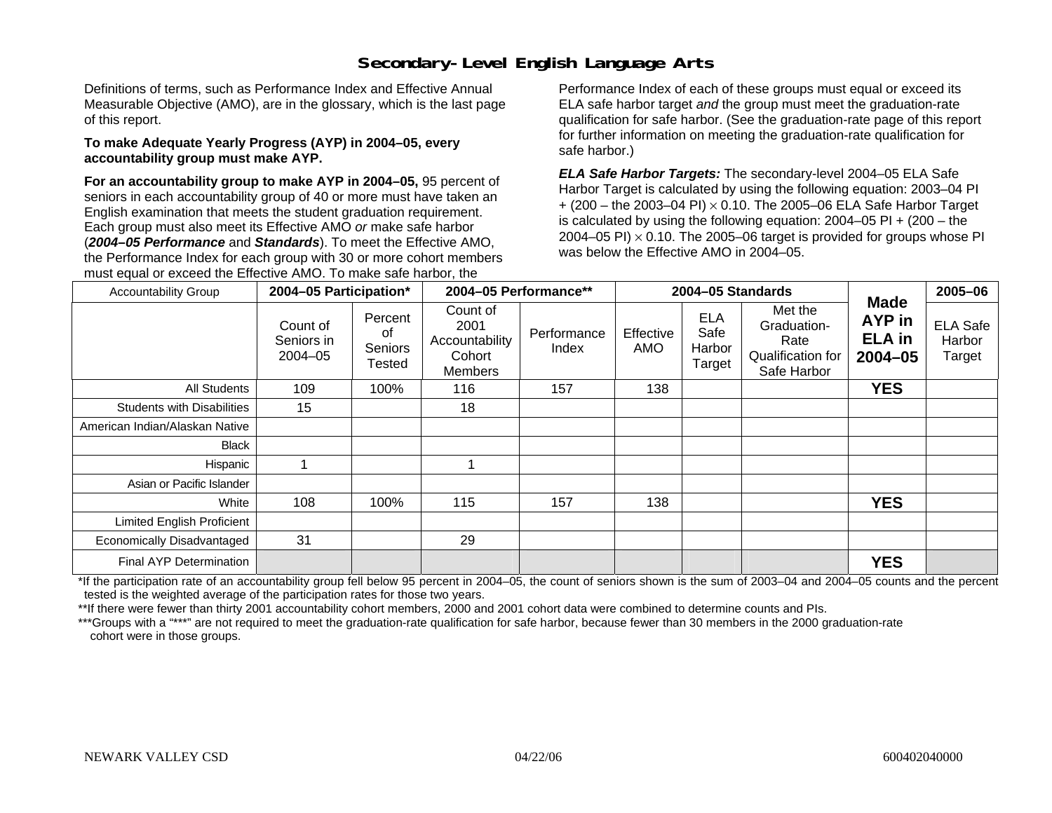# Secondary-Level English Language Arts

Definitions of terms, such as Performance Index and Effective Annual Measurable Objective (AMO), are in the glossary, which is the last page of this report.

**To make Adequate Yearly Progress (AYP) in 2004–05, every accountability group must make AYP.**

**For an accountability group to make AYP in 2004–05,** 95 percent of seniors in each accountability group of 40 or more must have taken an English examination that meets the student graduation requirement. Each group must also meet its Effective AMO *or* make safe harbor (***2004–05 Performance*** and ***Standards***). To meet the Effective AMO, the Performance Index for each group with 30 or more cohort members must equal or exceed the Effective AMO. To make safe harbor, the Performance Index of each of these groups must equal or exceed its ELA safe harbor target *and* the group must meet the graduation-rate qualification for safe harbor. (See the graduation-rate page of this report for further information on meeting the graduation-rate qualification for safe harbor.)

***ELA Safe Harbor Targets:*** The secondary-level 2004–05 ELA Safe Harbor Target is calculated by using the following equation: 2003–04 PI + (200 – the 2003–04 PI) × 0.10. The 2005–06 ELA Safe Harbor Target is calculated by using the following equation: 2004–05 PI + (200 – the 2004–05 PI) × 0.10. The 2005–06 target is provided for groups whose PI was below the Effective AMO in 2004–05.

| Accountability Group | 2004–05 Participation* | | 2004–05 Performance** | | 2004–05 Standards | | | Made AYP in ELA in 2004–05 | 2005–06 |
|---|---|---|---|---|---|---|---|---|---|
| | Count of Seniors in 2004–05 | Percent of Seniors Tested | Count of 2001 Accountability Cohort Members | Performance Index | Effective AMO | ELA Safe Harbor Target | Met the Graduation-Rate Qualification for Safe Harbor | | ELA Safe Harbor Target |
| All Students | 109 | 100% | 116 | 157 | 138 | | | **YES** | |
| Students with Disabilities | 15 | | 18 | | | | | | |
| American Indian/Alaskan Native | | | | | | | | | |
| Black | | | | | | | | | |
| Hispanic | 1 | | 1 | | | | | | |
| Asian or Pacific Islander | | | | | | | | | |
| White | 108 | 100% | 115 | 157 | 138 | | | **YES** | |
| Limited English Proficient | | | | | | | | | |
| Economically Disadvantaged | 31 | | 29 | | | | | | |
| Final AYP Determination | | | | | | | | **YES** | |

*If the participation rate of an accountability group fell below 95 percent in 2004–05, the count of seniors shown is the sum of 2003–04 and 2004–05 counts and the percent tested is the weighted average of the participation rates for those two years.

**If there were fewer than thirty 2001 accountability cohort members, 2000 and 2001 cohort data were combined to determine counts and PIs.

***Groups with a "***" are not required to meet the graduation-rate qualification for safe harbor, because fewer than 30 members in the 2000 graduation-rate cohort were in those groups.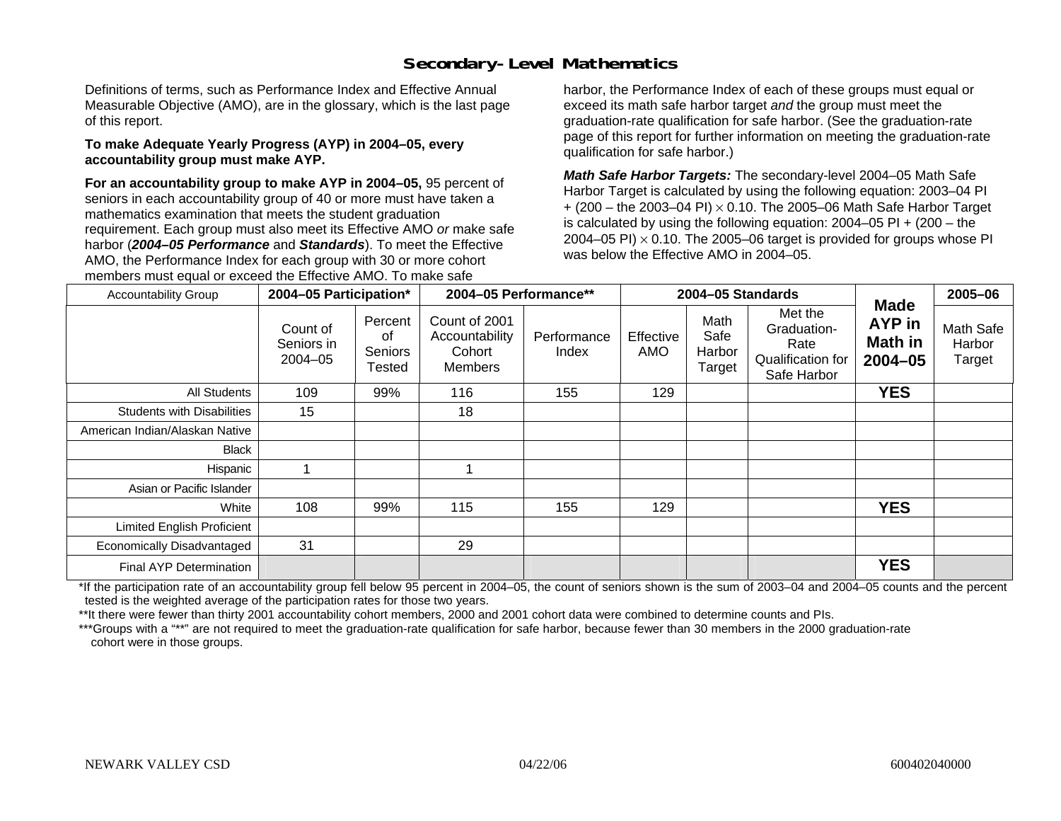# Secondary-Level Mathematics

Definitions of terms, such as Performance Index and Effective Annual Measurable Objective (AMO), are in the glossary, which is the last page of this report.

**To make Adequate Yearly Progress (AYP) in 2004–05, every accountability group must make AYP.**

**For an accountability group to make AYP in 2004–05,** 95 percent of seniors in each accountability group of 40 or more must have taken a mathematics examination that meets the student graduation requirement. Each group must also meet its Effective AMO *or* make safe harbor (***2004–05 Performance*** and ***Standards***). To meet the Effective AMO, the Performance Index for each group with 30 or more cohort members must equal or exceed the Effective AMO. To make safe harbor, the Performance Index of each of these groups must equal or exceed its math safe harbor target *and* the group must meet the graduation-rate qualification for safe harbor. (See the graduation-rate page of this report for further information on meeting the graduation-rate qualification for safe harbor.)

***Math Safe Harbor Targets:*** The secondary-level 2004–05 Math Safe Harbor Target is calculated by using the following equation: 2003–04 PI + (200 – the 2003–04 PI) $\times$ 0.10. The 2005–06 Math Safe Harbor Target is calculated by using the following equation: 2004–05 PI + (200 – the 2004–05 PI) $\times$ 0.10. The 2005–06 target is provided for groups whose PI was below the Effective AMO in 2004–05.

| Accountability Group | 2004–05 Participation* | | 2004–05 Performance** | | 2004–05 Standards | | | Made AYP in Math in 2004–05 | 2005–06 |
|---|---|---|---|---|---|---|---|---|---|
| | Count of Seniors in 2004–05 | Percent of Seniors Tested | Count of 2001 Accountability Cohort Members | Performance Index | Effective AMO | Math Safe Harbor Target | Met the Graduation-Rate Qualification for Safe Harbor | | Math Safe Harbor Target |
| All Students | 109 | 99% | 116 | 155 | 129 | | | **YES** | |
| Students with Disabilities | 15 | | 18 | | | | | | |
| American Indian/Alaskan Native | | | | | | | | | |
| Black | | | | | | | | | |
| Hispanic | 1 | | 1 | | | | | | |
| Asian or Pacific Islander | | | | | | | | | |
| White | 108 | 99% | 115 | 155 | 129 | | | **YES** | |
| Limited English Proficient | | | | | | | | | |
| Economically Disadvantaged | 31 | | 29 | | | | | | |
| Final AYP Determination | | | | | | | | **YES** | |

*If the participation rate of an accountability group fell below 95 percent in 2004–05, the count of seniors shown is the sum of 2003–04 and 2004–05 counts and the percent tested is the weighted average of the participation rates for those two years.

**It there were fewer than thirty 2001 accountability cohort members, 2000 and 2001 cohort data were combined to determine counts and PIs.

***Groups with a "**" are not required to meet the graduation-rate qualification for safe harbor, because fewer than 30 members in the 2000 graduation-rate cohort were in those groups.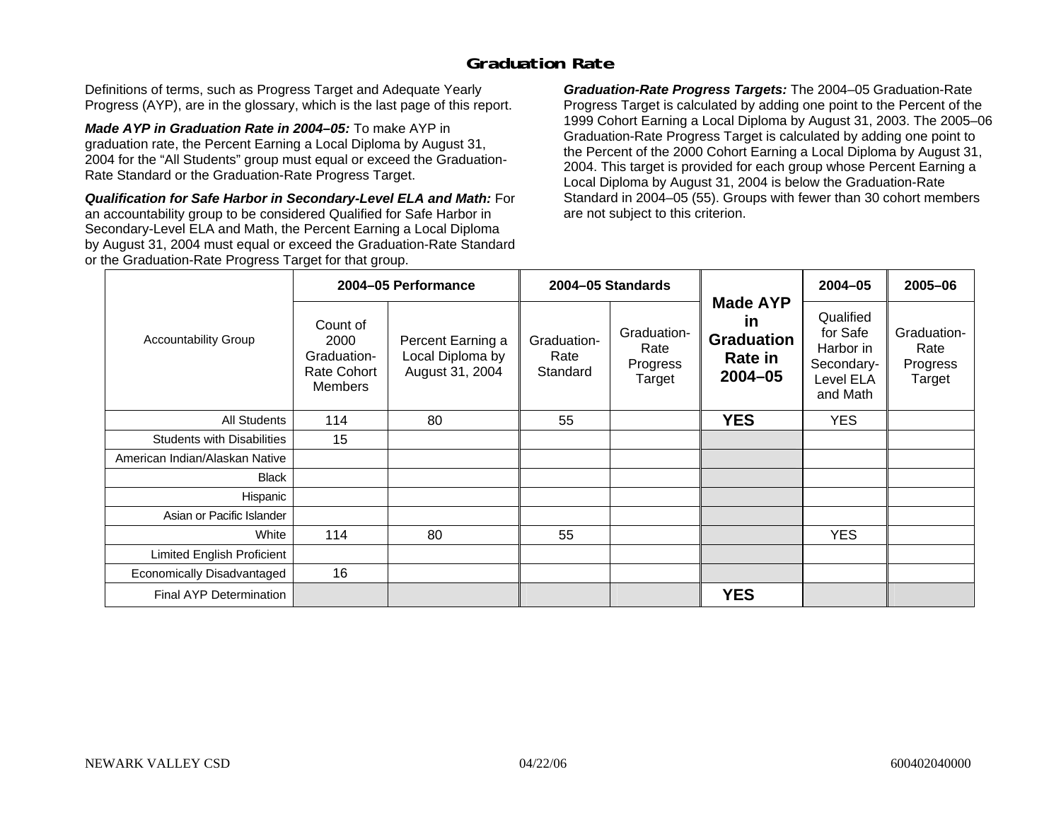# Graduation Rate

Definitions of terms, such as Progress Target and Adequate Yearly Progress (AYP), are in the glossary, which is the last page of this report.

***Made AYP in Graduation Rate in 2004–05:*** To make AYP in graduation rate, the Percent Earning a Local Diploma by August 31, 2004 for the "All Students" group must equal or exceed the Graduation-Rate Standard or the Graduation-Rate Progress Target.

***Qualification for Safe Harbor in Secondary-Level ELA and Math:*** For an accountability group to be considered Qualified for Safe Harbor in Secondary-Level ELA and Math, the Percent Earning a Local Diploma by August 31, 2004 must equal or exceed the Graduation-Rate Standard or the Graduation-Rate Progress Target for that group.

***Graduation-Rate Progress Targets:*** The 2004–05 Graduation-Rate Progress Target is calculated by adding one point to the Percent of the 1999 Cohort Earning a Local Diploma by August 31, 2003. The 2005–06 Graduation-Rate Progress Target is calculated by adding one point to the Percent of the 2000 Cohort Earning a Local Diploma by August 31, 2004. This target is provided for each group whose Percent Earning a Local Diploma by August 31, 2004 is below the Graduation-Rate Standard in 2004–05 (55). Groups with fewer than 30 cohort members are not subject to this criterion.

| Accountability Group | 2004–05 Performance | | 2004–05 Standards | | Made AYP in Graduation Rate in 2004–05 | 2004–05 | 2005–06 |
|---|---|---|---|---|---|---|---|
| | Count of 2000 Graduation-Rate Cohort Members | Percent Earning a Local Diploma by August 31, 2004 | Graduation-Rate Standard | Graduation-Rate Progress Target | | Qualified for Safe Harbor in Secondary-Level ELA and Math | Graduation-Rate Progress Target |
| All Students | 114 | 80 | 55 | | **YES** | YES | |
| Students with Disabilities | 15 | | | | | | |
| American Indian/Alaskan Native | | | | | | | |
| Black | | | | | | | |
| Hispanic | | | | | | | |
| Asian or Pacific Islander | | | | | | | |
| White | 114 | 80 | 55 | | | YES | |
| Limited English Proficient | | | | | | | |
| Economically Disadvantaged | 16 | | | | | | |
| Final AYP Determination | | | | | **YES** | | |

NEWARK VALLEY CSD 04/22/06 600402040000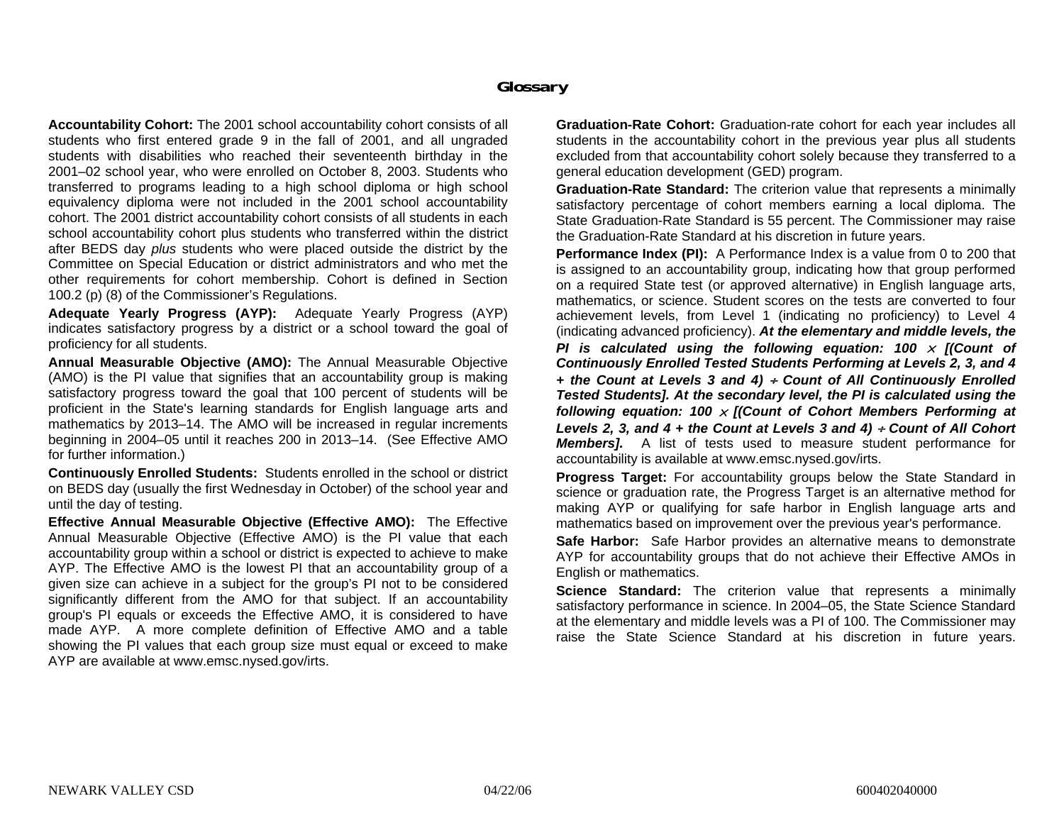# Glossary

**Accountability Cohort:** The 2001 school accountability cohort consists of all students who first entered grade 9 in the fall of 2001, and all ungraded students with disabilities who reached their seventeenth birthday in the 2001–02 school year, who were enrolled on October 8, 2003. Students who transferred to programs leading to a high school diploma or high school equivalency diploma were not included in the 2001 school accountability cohort. The 2001 district accountability cohort consists of all students in each school accountability cohort plus students who transferred within the district after BEDS day *plus* students who were placed outside the district by the Committee on Special Education or district administrators and who met the other requirements for cohort membership. Cohort is defined in Section 100.2 (p) (8) of the Commissioner's Regulations.

**Adequate Yearly Progress (AYP):** Adequate Yearly Progress (AYP) indicates satisfactory progress by a district or a school toward the goal of proficiency for all students.

**Annual Measurable Objective (AMO):** The Annual Measurable Objective (AMO) is the PI value that signifies that an accountability group is making satisfactory progress toward the goal that 100 percent of students will be proficient in the State's learning standards for English language arts and mathematics by 2013–14. The AMO will be increased in regular increments beginning in 2004–05 until it reaches 200 in 2013–14. (See Effective AMO for further information.)

**Continuously Enrolled Students:** Students enrolled in the school or district on BEDS day (usually the first Wednesday in October) of the school year and until the day of testing.

**Effective Annual Measurable Objective (Effective AMO):** The Effective Annual Measurable Objective (Effective AMO) is the PI value that each accountability group within a school or district is expected to achieve to make AYP. The Effective AMO is the lowest PI that an accountability group of a given size can achieve in a subject for the group's PI not to be considered significantly different from the AMO for that subject. If an accountability group's PI equals or exceeds the Effective AMO, it is considered to have made AYP. A more complete definition of Effective AMO and a table showing the PI values that each group size must equal or exceed to make AYP are available at www.emsc.nysed.gov/irts.

**Graduation-Rate Cohort:** Graduation-rate cohort for each year includes all students in the accountability cohort in the previous year plus all students excluded from that accountability cohort solely because they transferred to a general education development (GED) program.

**Graduation-Rate Standard:** The criterion value that represents a minimally satisfactory percentage of cohort members earning a local diploma. The State Graduation-Rate Standard is 55 percent. The Commissioner may raise the Graduation-Rate Standard at his discretion in future years.

**Performance Index (PI):** A Performance Index is a value from 0 to 200 that is assigned to an accountability group, indicating how that group performed on a required State test (or approved alternative) in English language arts, mathematics, or science. Student scores on the tests are converted to four achievement levels, from Level 1 (indicating no proficiency) to Level 4 (indicating advanced proficiency). ***At the elementary and middle levels, the PI is calculated using the following equation: 100 × [(Count of Continuously Enrolled Tested Students Performing at Levels 2, 3, and 4 + the Count at Levels 3 and 4) ÷ Count of All Continuously Enrolled Tested Students]. At the secondary level, the PI is calculated using the following equation: 100 × [(Count of Cohort Members Performing at Levels 2, 3, and 4 + the Count at Levels 3 and 4) ÷ Count of All Cohort Members].*** A list of tests used to measure student performance for accountability is available at www.emsc.nysed.gov/irts.

**Progress Target:** For accountability groups below the State Standard in science or graduation rate, the Progress Target is an alternative method for making AYP or qualifying for safe harbor in English language arts and mathematics based on improvement over the previous year's performance.

**Safe Harbor:** Safe Harbor provides an alternative means to demonstrate AYP for accountability groups that do not achieve their Effective AMOs in English or mathematics.

**Science Standard:** The criterion value that represents a minimally satisfactory performance in science. In 2004–05, the State Science Standard at the elementary and middle levels was a PI of 100. The Commissioner may raise the State Science Standard at his discretion in future years.